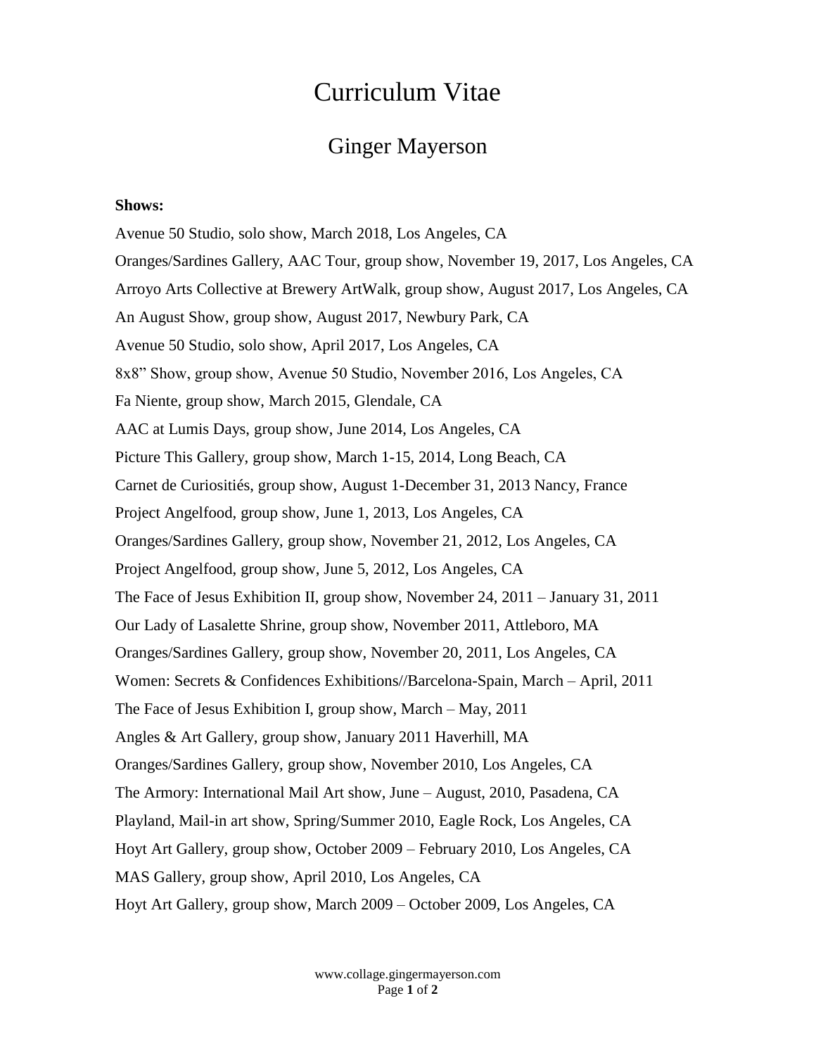# Curriculum Vitae

## Ginger Mayerson

**Shows:**

Avenue 50 Studio, solo show, March 2018, Los Angeles, CA

Oranges/Sardines Gallery, AAC Tour, group show, November 19, 2017, Los Angeles, CA

Arroyo Arts Collective at Brewery ArtWalk, group show, August 2017, Los Angeles, CA

An August Show, group show, August 2017, Newbury Park, CA

Avenue 50 Studio, solo show, April 2017, Los Angeles, CA

8x8" Show, group show, Avenue 50 Studio, November 2016, Los Angeles, CA

Fa Niente, group show, March 2015, Glendale, CA

AAC at Lumis Days, group show, June 2014, Los Angeles, CA

Picture This Gallery, group show, March 1-15, 2014, Long Beach, CA

Carnet de Curiositiés, group show, August 1-December 31, 2013 Nancy, France

Project Angelfood, group show, June 1, 2013, Los Angeles, CA

Oranges/Sardines Gallery, group show, November 21, 2012, Los Angeles, CA

Project Angelfood, group show, June 5, 2012, Los Angeles, CA

The Face of Jesus Exhibition II, group show, November 24, 2011 – January 31, 2011

Our Lady of Lasalette Shrine, group show, November 2011, Attleboro, MA

Oranges/Sardines Gallery, group show, November 20, 2011, Los Angeles, CA

Women: Secrets & Confidences Exhibitions//Barcelona-Spain, March – April, 2011

The Face of Jesus Exhibition I, group show, March – May, 2011

Angles & Art Gallery, group show, January 2011 Haverhill, MA

Oranges/Sardines Gallery, group show, November 2010, Los Angeles, CA

The Armory: International Mail Art show, June – August, 2010, Pasadena, CA

Playland, Mail-in art show, Spring/Summer 2010, Eagle Rock, Los Angeles, CA

Hoyt Art Gallery, group show, October 2009 – February 2010, Los Angeles, CA

MAS Gallery, group show, April 2010, Los Angeles, CA

Hoyt Art Gallery, group show, March 2009 – October 2009, Los Angeles, CA

www.collage.gingermayerson.com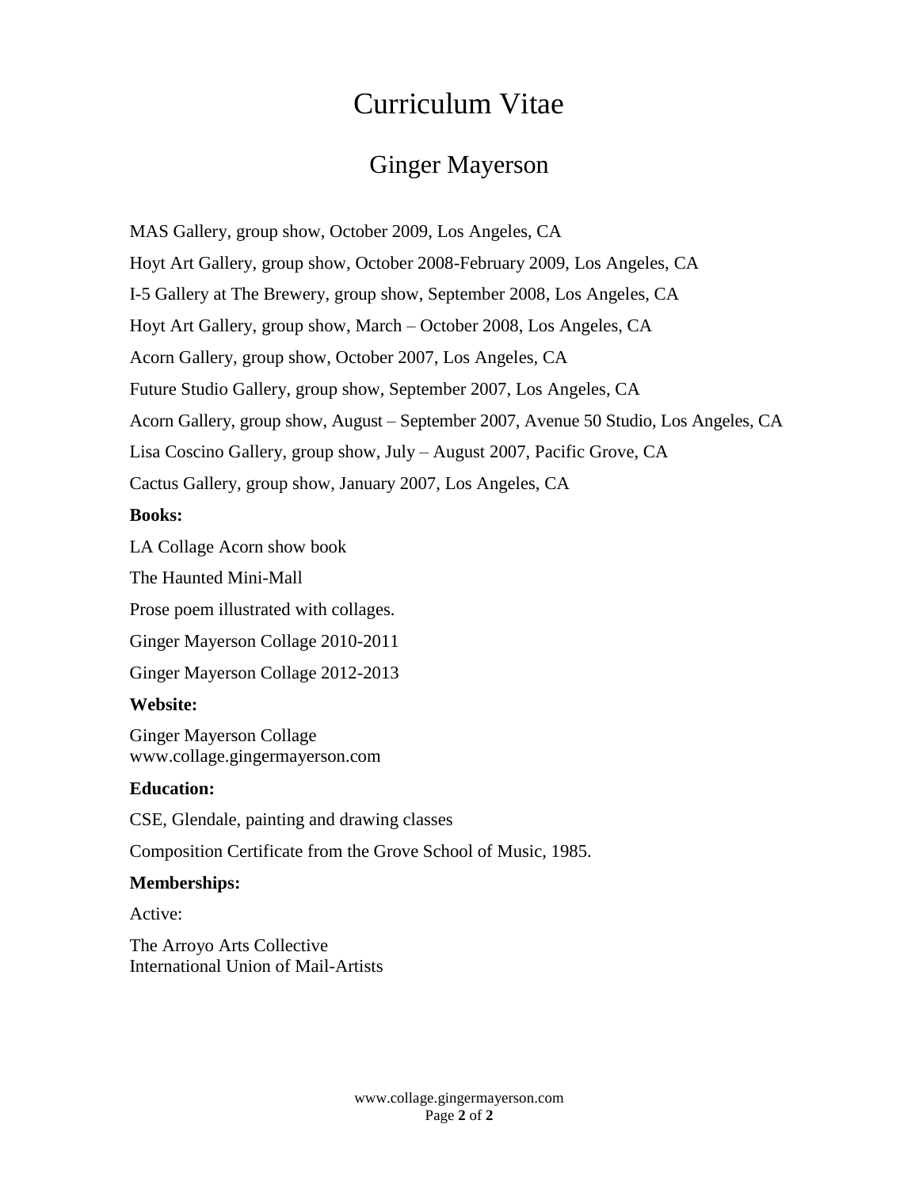# Curriculum Vitae

## Ginger Mayerson

MAS Gallery, group show, October 2009, Los Angeles, CA

Hoyt Art Gallery, group show, October 2008-February 2009, Los Angeles, CA

I-5 Gallery at The Brewery, group show, September 2008, Los Angeles, CA

Hoyt Art Gallery, group show, March – October 2008, Los Angeles, CA

Acorn Gallery, group show, October 2007, Los Angeles, CA

Future Studio Gallery, group show, September 2007, Los Angeles, CA

Acorn Gallery, group show, August – September 2007, Avenue 50 Studio, Los Angeles, CA

Lisa Coscino Gallery, group show, July – August 2007, Pacific Grove, CA

Cactus Gallery, group show, January 2007, Los Angeles, CA

**Books:**

LA Collage Acorn show book

The Haunted Mini-Mall

Prose poem illustrated with collages.

Ginger Mayerson Collage 2010-2011

Ginger Mayerson Collage 2012-2013

**Website:**

Ginger Mayerson Collage
www.collage.gingermayerson.com

**Education:**

CSE, Glendale, painting and drawing classes

Composition Certificate from the Grove School of Music, 1985.

**Memberships:**

Active:

The Arroyo Arts Collective
International Union of Mail-Artists